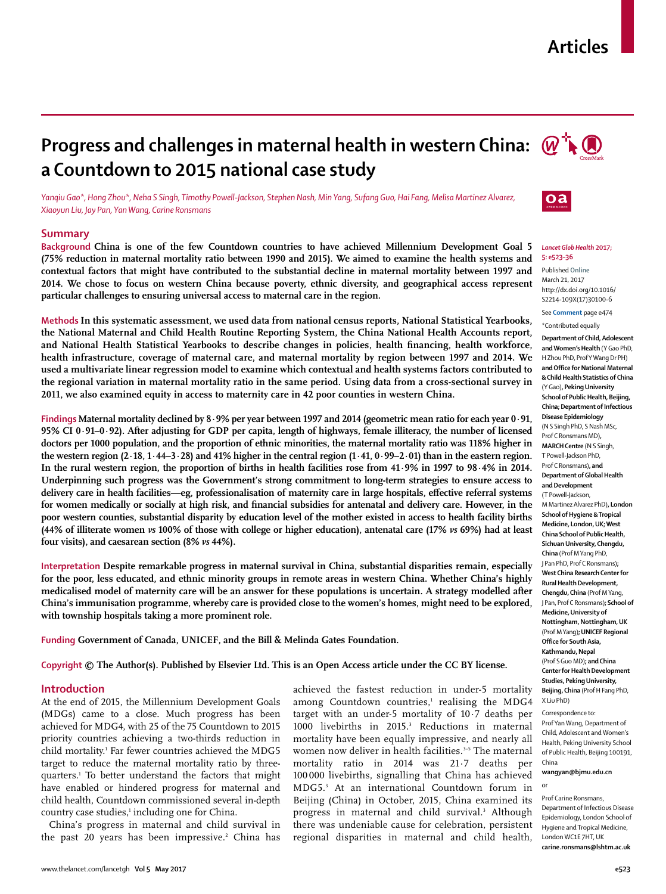# Articles

# Progress and challenges in maternal health in western China: a Countdown to 2015 national case study

*Yanqiu Gao\*, Hong Zhou\*, Neha S Singh, Timothy Powell-Jackson, Stephen Nash, Min Yang, Sufang Guo, Hai Fang, Melisa Martinez Alvarez, Xiaoyun Liu, Jay Pan, Yan Wang, Carine Ronsmans*

## Summary

**Background** China is one of the few Countdown countries to have achieved Millennium Development Goal 5 (75% reduction in maternal mortality ratio between 1990 and 2015). We aimed to examine the health systems and contextual factors that might have contributed to the substantial decline in maternal mortality between 1997 and 2014. We chose to focus on western China because poverty, ethnic diversity, and geographical access represent particular challenges to ensuring universal access to maternal care in the region.

**Methods** In this systematic assessment, we used data from national census reports, National Statistical Yearbooks, the National Maternal and Child Health Routine Reporting System, the China National Health Accounts report, and National Health Statistical Yearbooks to describe changes in policies, health financing, health workforce, health infrastructure, coverage of maternal care, and maternal mortality by region between 1997 and 2014. We used a multivariate linear regression model to examine which contextual and health systems factors contributed to the regional variation in maternal mortality ratio in the same period. Using data from a cross-sectional survey in 2011, we also examined equity in access to maternity care in 42 poor counties in western China.

**Findings** Maternal mortality declined by 8·9% per year between 1997 and 2014 (geometric mean ratio for each year 0·91, 95% CI 0·91–0·92). After adjusting for GDP per capita, length of highways, female illiteracy, the number of licensed doctors per 1000 population, and the proportion of ethnic minorities, the maternal mortality ratio was 118% higher in the western region (2·18, 1·44–3·28) and 41% higher in the central region (1·41, 0·99–2·01) than in the eastern region. In the rural western region, the proportion of births in health facilities rose from 41·9% in 1997 to 98·4% in 2014. Underpinning such progress was the Government's strong commitment to long-term strategies to ensure access to delivery care in health facilities—eg, professionalisation of maternity care in large hospitals, effective referral systems for women medically or socially at high risk, and financial subsidies for antenatal and delivery care. However, in the poor western counties, substantial disparity by education level of the mother existed in access to health facility births (44% of illiterate women *vs* 100% of those with college or higher education), antenatal care (17% *vs* 69%) had at least four visits), and caesarean section (8% *vs* 44%).

**Interpretation** Despite remarkable progress in maternal survival in China, substantial disparities remain, especially for the poor, less educated, and ethnic minority groups in remote areas in western China. Whether China's highly medicalised model of maternity care will be an answer for these populations is uncertain. A strategy modelled after China's immunisation programme, whereby care is provided close to the women's homes, might need to be explored, with township hospitals taking a more prominent role.

**Funding** Government of Canada, UNICEF, and the Bill & Melinda Gates Foundation.

**Copyright** © The Author(s). Published by Elsevier Ltd. This is an Open Access article under the CC BY license.

*Lancet Glob Health* 2017; 5: e523–36

Published **Online** March 21, 2017 http://dx.doi.org/10.1016/S2214-109X(17)30100-6

See **Comment** page e474

\*Contributed equally

**Department of Child, Adolescent and Women's Health** (Y Gao PhD, H Zhou PhD, Prof Y Wang Dr PH) **and Office for National Maternal & Child Health Statistics of China** (Y Gao)**, Peking University School of Public Health, Beijing, China; Department of Infectious Disease Epidemiology** (N S Singh PhD, S Nash MSc, Prof C Ronsmans MD)**, MARCH Centre** (N S Singh, T Powell-Jackson PhD, Prof C Ronsmans)**, and Department of Global Health and Development** (T Powell-Jackson, M Martinez Alvarez PhD)**, London School of Hygiene & Tropical Medicine, London, UK; West China School of Public Health, Sichuan University, Chengdu, China** (Prof M Yang PhD, J Pan PhD, Prof C Ronsmans)**; West China Research Center for Rural Health Development, Chengdu, China** (Prof M Yang, J Pan, Prof C Ronsmans)**; School of Medicine, University of Nottingham, Nottingham, UK** (Prof M Yang)**; UNICEF Regional Office for South Asia, Kathmandu, Nepal** (Prof S Guo MD)**; and China Center for Health Development Studies, Peking University, Beijing, China** (Prof H Fang PhD, X Liu PhD)

Correspondence to: Prof Yan Wang, Department of Child, Adolescent and Women's Health, Peking University School of Public Health, Beijing 100191, China **wangyan@bjmu.edu.cn**

or

Prof Carine Ronsmans, Department of Infectious Disease Epidemiology, London School of Hygiene and Tropical Medicine, London WC1E 7HT, UK **carine.ronsmans@lshtm.ac.uk**

## Introduction

At the end of 2015, the Millennium Development Goals (MDGs) came to a close. Much progress has been achieved for MDG4, with 25 of the 75 Countdown to 2015 priority countries achieving a two-thirds reduction in child mortality.[1] Far fewer countries achieved the MDG5 target to reduce the maternal mortality ratio by three-quarters.[1] To better understand the factors that might have enabled or hindered progress for maternal and child health, Countdown commissioned several in-depth country case studies,[1] including one for China.

China's progress in maternal and child survival in the past 20 years has been impressive.[2] China has achieved the fastest reduction in under-5 mortality among Countdown countries,[1] realising the MDG4 target with an under-5 mortality of 10·7 deaths per 1000 livebirths in 2015.[3] Reductions in maternal mortality have been equally impressive, and nearly all women now deliver in health facilities.[3–5] The maternal mortality ratio in 2014 was 21·7 deaths per 100 000 livebirths, signalling that China has achieved MDG5.[3] At an international Countdown forum in Beijing (China) in October, 2015, China examined its progress in maternal and child survival.[3] Although there was undeniable cause for celebration, persistent regional disparities in maternal and child health,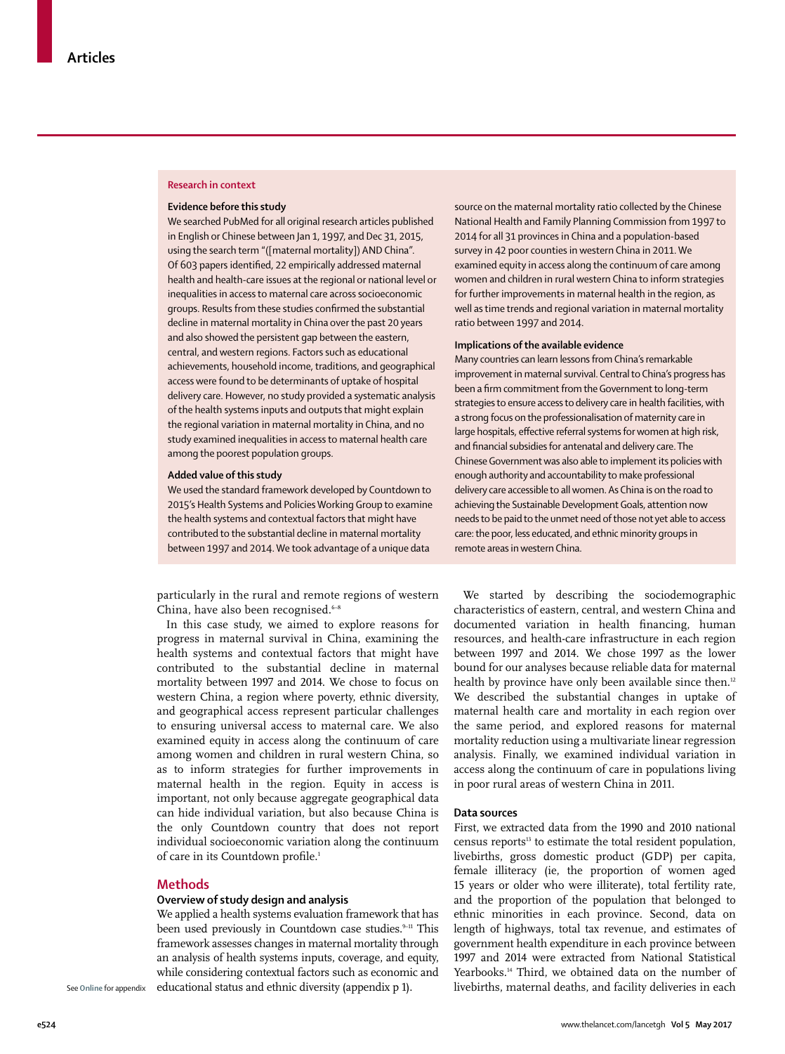## Research in context

### Evidence before this study

We searched PubMed for all original research articles published in English or Chinese between Jan 1, 1997, and Dec 31, 2015, using the search term "([maternal mortality]) AND China". Of 603 papers identified, 22 empirically addressed maternal health and health-care issues at the regional or national level or inequalities in access to maternal care across socioeconomic groups. Results from these studies confirmed the substantial decline in maternal mortality in China over the past 20 years and also showed the persistent gap between the eastern, central, and western regions. Factors such as educational achievements, household income, traditions, and geographical access were found to be determinants of uptake of hospital delivery care. However, no study provided a systematic analysis of the health systems inputs and outputs that might explain the regional variation in maternal mortality in China, and no study examined inequalities in access to maternal health care among the poorest population groups.

### Added value of this study

We used the standard framework developed by Countdown to 2015's Health Systems and Policies Working Group to examine the health systems and contextual factors that might have contributed to the substantial decline in maternal mortality between 1997 and 2014. We took advantage of a unique data source on the maternal mortality ratio collected by the Chinese National Health and Family Planning Commission from 1997 to 2014 for all 31 provinces in China and a population-based survey in 42 poor counties in western China in 2011. We examined equity in access along the continuum of care among women and children in rural western China to inform strategies for further improvements in maternal health in the region, as well as time trends and regional variation in maternal mortality ratio between 1997 and 2014.

### Implications of the available evidence

Many countries can learn lessons from China's remarkable improvement in maternal survival. Central to China's progress has been a firm commitment from the Government to long-term strategies to ensure access to delivery care in health facilities, with a strong focus on the professionalisation of maternity care in large hospitals, effective referral systems for women at high risk, and financial subsidies for antenatal and delivery care. The Chinese Government was also able to implement its policies with enough authority and accountability to make professional delivery care accessible to all women. As China is on the road to achieving the Sustainable Development Goals, attention now needs to be paid to the unmet need of those not yet able to access care: the poor, less educated, and ethnic minority groups in remote areas in western China.

particularly in the rural and remote regions of western China, have also been recognised.[6–8]

In this case study, we aimed to explore reasons for progress in maternal survival in China, examining the health systems and contextual factors that might have contributed to the substantial decline in maternal mortality between 1997 and 2014. We chose to focus on western China, a region where poverty, ethnic diversity, and geographical access represent particular challenges to ensuring universal access to maternal care. We also examined equity in access along the continuum of care among women and children in rural western China, so as to inform strategies for further improvements in maternal health in the region. Equity in access is important, not only because aggregate geographical data can hide individual variation, but also because China is the only Countdown country that does not report individual socioeconomic variation along the continuum of care in its Countdown profile.[1]

## Methods

### Overview of study design and analysis

We applied a health systems evaluation framework that has been used previously in Countdown case studies.[9–11] This framework assesses changes in maternal mortality through an analysis of health systems inputs, coverage, and equity, while considering contextual factors such as economic and educational status and ethnic diversity (appendix p 1).

See **Online** for appendix

We started by describing the sociodemographic characteristics of eastern, central, and western China and documented variation in health financing, human resources, and health-care infrastructure in each region between 1997 and 2014. We chose 1997 as the lower bound for our analyses because reliable data for maternal health by province have only been available since then.[12] We described the substantial changes in uptake of maternal health care and mortality in each region over the same period, and explored reasons for maternal mortality reduction using a multivariate linear regression analysis. Finally, we examined individual variation in access along the continuum of care in populations living in poor rural areas of western China in 2011.

### Data sources

First, we extracted data from the 1990 and 2010 national census reports[13] to estimate the total resident population, livebirths, gross domestic product (GDP) per capita, female illiteracy (ie, the proportion of women aged 15 years or older who were illiterate), total fertility rate, and the proportion of the population that belonged to ethnic minorities in each province. Second, data on length of highways, total tax revenue, and estimates of government health expenditure in each province between 1997 and 2014 were extracted from National Statistical Yearbooks.[14] Third, we obtained data on the number of livebirths, maternal deaths, and facility deliveries in each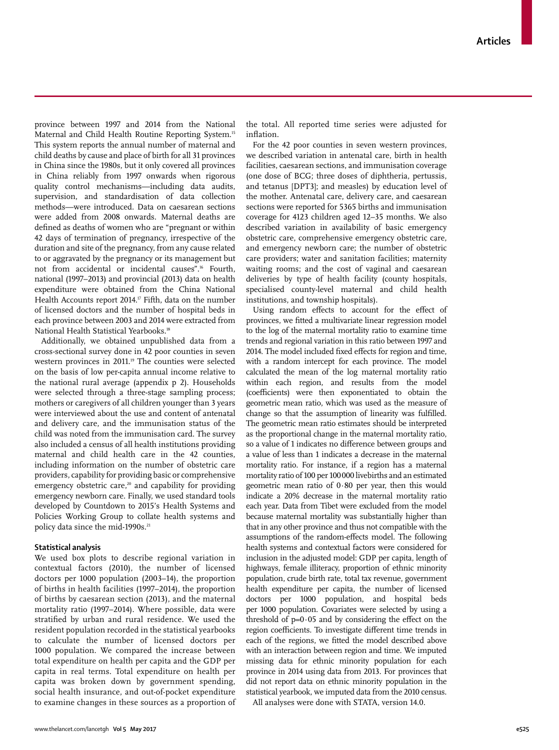province between 1997 and 2014 from the National Maternal and Child Health Routine Reporting System.[15] This system reports the annual number of maternal and child deaths by cause and place of birth for all 31 provinces in China since the 1980s, but it only covered all provinces in China reliably from 1997 onwards when rigorous quality control mechanisms—including data audits, supervision, and standardisation of data collection methods—were introduced. Data on caesarean sections were added from 2008 onwards. Maternal deaths are defined as deaths of women who are "pregnant or within 42 days of termination of pregnancy, irrespective of the duration and site of the pregnancy, from any cause related to or aggravated by the pregnancy or its management but not from accidental or incidental causes".[16] Fourth, national (1997–2013) and provincial (2013) data on health expenditure were obtained from the China National Health Accounts report 2014.[17] Fifth, data on the number of licensed doctors and the number of hospital beds in each province between 2003 and 2014 were extracted from National Health Statistical Yearbooks.[18]

Additionally, we obtained unpublished data from a cross-sectional survey done in 42 poor counties in seven western provinces in 2011.[19] The counties were selected on the basis of low per-capita annual income relative to the national rural average (appendix p 2). Households were selected through a three-stage sampling process; mothers or caregivers of all children younger than 3 years were interviewed about the use and content of antenatal and delivery care, and the immunisation status of the child was noted from the immunisation card. The survey also included a census of all health institutions providing maternal and child health care in the 42 counties, including information on the number of obstetric care providers, capability for providing basic or comprehensive emergency obstetric care,[20] and capability for providing emergency newborn care. Finally, we used standard tools developed by Countdown to 2015's Health Systems and Policies Working Group to collate health systems and policy data since the mid-1990s.[21]

## Statistical analysis

We used box plots to describe regional variation in contextual factors (2010), the number of licensed doctors per 1000 population (2003–14), the proportion of births in health facilities (1997–2014), the proportion of births by caesarean section (2013), and the maternal mortality ratio (1997–2014). Where possible, data were stratified by urban and rural residence. We used the resident population recorded in the statistical yearbooks to calculate the number of licensed doctors per 1000 population. We compared the increase between total expenditure on health per capita and the GDP per capita in real terms. Total expenditure on health per capita was broken down by government spending, social health insurance, and out-of-pocket expenditure to examine changes in these sources as a proportion of the total. All reported time series were adjusted for inflation.

For the 42 poor counties in seven western provinces, we described variation in antenatal care, birth in health facilities, caesarean sections, and immunisation coverage (one dose of BCG; three doses of diphtheria, pertussis, and tetanus [DPT3]; and measles) by education level of the mother. Antenatal care, delivery care, and caesarean sections were reported for 5365 births and immunisation coverage for 4123 children aged 12–35 months. We also described variation in availability of basic emergency obstetric care, comprehensive emergency obstetric care, and emergency newborn care; the number of obstetric care providers; water and sanitation facilities; maternity waiting rooms; and the cost of vaginal and caesarean deliveries by type of health facility (county hospitals, specialised county-level maternal and child health institutions, and township hospitals).

Using random effects to account for the effect of provinces, we fitted a multivariate linear regression model to the log of the maternal mortality ratio to examine time trends and regional variation in this ratio between 1997 and 2014. The model included fixed effects for region and time, with a random intercept for each province. The model calculated the mean of the log maternal mortality ratio within each region, and results from the model (coefficients) were then exponentiated to obtain the geometric mean ratio, which was used as the measure of change so that the assumption of linearity was fulfilled. The geometric mean ratio estimates should be interpreted as the proportional change in the maternal mortality ratio, so a value of 1 indicates no difference between groups and a value of less than 1 indicates a decrease in the maternal mortality ratio. For instance, if a region has a maternal mortality ratio of 100 per 100 000 livebirths and an estimated geometric mean ratio of 0·80 per year, then this would indicate a 20% decrease in the maternal mortality ratio each year. Data from Tibet were excluded from the model because maternal mortality was substantially higher than that in any other province and thus not compatible with the assumptions of the random-effects model. The following health systems and contextual factors were considered for inclusion in the adjusted model: GDP per capita, length of highways, female illiteracy, proportion of ethnic minority population, crude birth rate, total tax revenue, government health expenditure per capita, the number of licensed doctors per 1000 population, and hospital beds per 1000 population. Covariates were selected by using a threshold of $p=0·05$ and by considering the effect on the region coefficients. To investigate different time trends in each of the regions, we fitted the model described above with an interaction between region and time. We imputed missing data for ethnic minority population for each province in 2014 using data from 2013. For provinces that did not report data on ethnic minority population in the statistical yearbook, we imputed data from the 2010 census.

All analyses were done with STATA, version 14.0.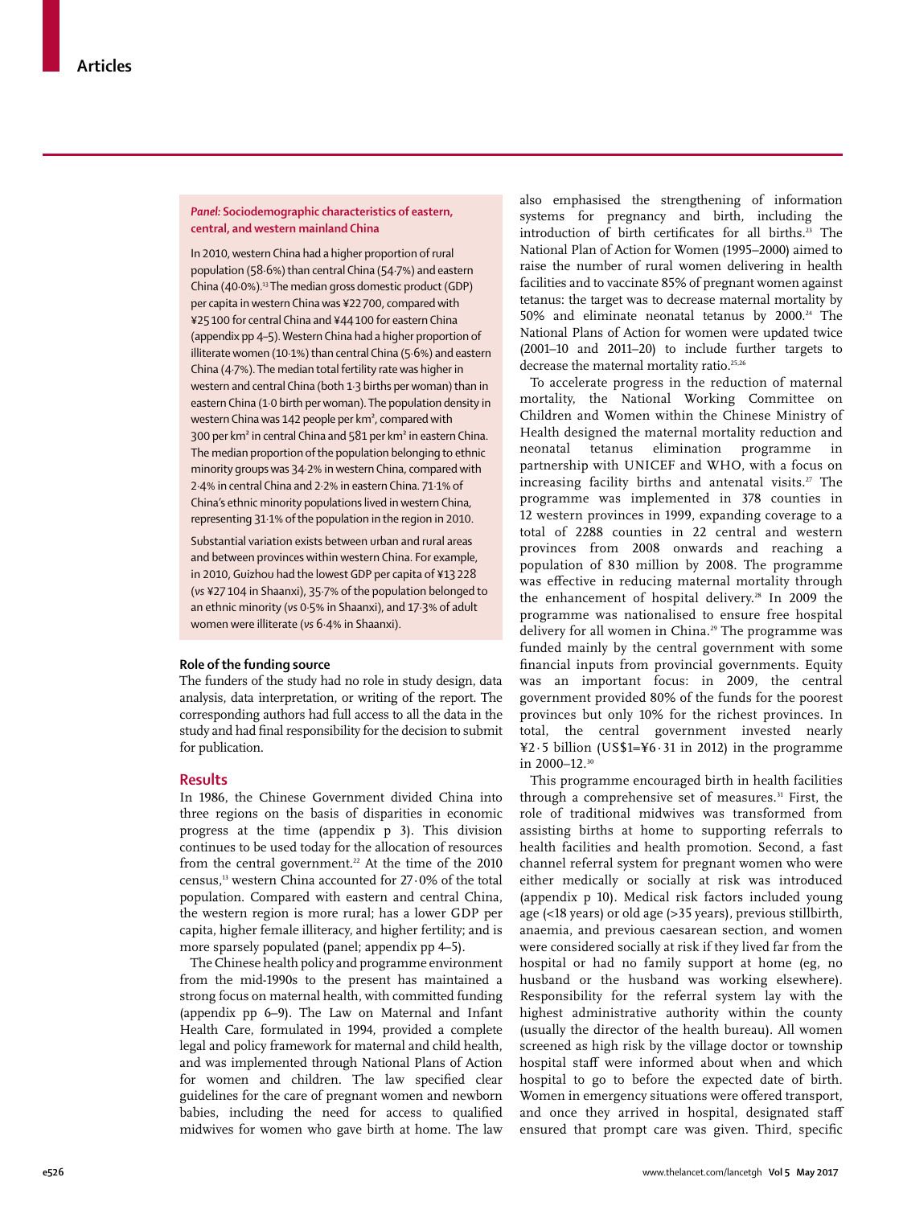**Panel: Sociodemographic characteristics of eastern, central, and western mainland China**

In 2010, western China had a higher proportion of rural population (58·6%) than central China (54·7%) and eastern China (40·0%).[13] The median gross domestic product (GDP) per capita in western China was ¥22 700, compared with ¥25 100 for central China and ¥44 100 for eastern China (appendix pp 4–5). Western China had a higher proportion of illiterate women (10·1%) than central China (5·6%) and eastern China (4·7%). The median total fertility rate was higher in western and central China (both 1·3 births per woman) than in eastern China (1·0 birth per woman). The population density in western China was 142 people per km², compared with 300 per km² in central China and 581 per km² in eastern China. The median proportion of the population belonging to ethnic minority groups was 34·2% in western China, compared with 2·4% in central China and 2·2% in eastern China. 71·1% of China's ethnic minority populations lived in western China, representing 31·1% of the population in the region in 2010.

Substantial variation exists between urban and rural areas and between provinces within western China. For example, in 2010, Guizhou had the lowest GDP per capita of ¥13 228 (*vs* ¥27 104 in Shaanxi), 35·7% of the population belonged to an ethnic minority (*vs* 0·5% in Shaanxi), and 17·3% of adult women were illiterate (*vs* 6·4% in Shaanxi).

## Role of the funding source

The funders of the study had no role in study design, data analysis, data interpretation, or writing of the report. The corresponding authors had full access to all the data in the study and had final responsibility for the decision to submit for publication.

## Results

In 1986, the Chinese Government divided China into three regions on the basis of disparities in economic progress at the time (appendix p 3). This division continues to be used today for the allocation of resources from the central government.[22] At the time of the 2010 census,[13] western China accounted for 27·0% of the total population. Compared with eastern and central China, the western region is more rural; has a lower GDP per capita, higher female illiteracy, and higher fertility; and is more sparsely populated (panel; appendix pp 4–5).

The Chinese health policy and programme environment from the mid-1990s to the present has maintained a strong focus on maternal health, with committed funding (appendix pp 6–9). The Law on Maternal and Infant Health Care, formulated in 1994, provided a complete legal and policy framework for maternal and child health, and was implemented through National Plans of Action for women and children. The law specified clear guidelines for the care of pregnant women and newborn babies, including the need for access to qualified midwives for women who gave birth at home. The law also emphasised the strengthening of information systems for pregnancy and birth, including the introduction of birth certificates for all births.[23] The National Plan of Action for Women (1995–2000) aimed to raise the number of rural women delivering in health facilities and to vaccinate 85% of pregnant women against tetanus: the target was to decrease maternal mortality by 50% and eliminate neonatal tetanus by 2000.[24] The National Plans of Action for women were updated twice (2001–10 and 2011–20) to include further targets to decrease the maternal mortality ratio.[25,26]

To accelerate progress in the reduction of maternal mortality, the National Working Committee on Children and Women within the Chinese Ministry of Health designed the maternal mortality reduction and neonatal tetanus elimination programme in partnership with UNICEF and WHO, with a focus on increasing facility births and antenatal visits.[27] The programme was implemented in 378 counties in 12 western provinces in 1999, expanding coverage to a total of 2288 counties in 22 central and western provinces from 2008 onwards and reaching a population of 830 million by 2008. The programme was effective in reducing maternal mortality through the enhancement of hospital delivery.[28] In 2009 the programme was nationalised to ensure free hospital delivery for all women in China.[29] The programme was funded mainly by the central government with some financial inputs from provincial governments. Equity was an important focus: in 2009, the central government provided 80% of the funds for the poorest provinces but only 10% for the richest provinces. In total, the central government invested nearly ¥2·5 billion (US$1=¥6·31 in 2012) in the programme in 2000–12.[30]

This programme encouraged birth in health facilities through a comprehensive set of measures.[31] First, the role of traditional midwives was transformed from assisting births at home to supporting referrals to health facilities and health promotion. Second, a fast channel referral system for pregnant women who were either medically or socially at risk was introduced (appendix p 10). Medical risk factors included young age (<18 years) or old age (>35 years), previous stillbirth, anaemia, and previous caesarean section, and women were considered socially at risk if they lived far from the hospital or had no family support at home (eg, no husband or the husband was working elsewhere). Responsibility for the referral system lay with the highest administrative authority within the county (usually the director of the health bureau). All women screened as high risk by the village doctor or township hospital staff were informed about when and which hospital to go to before the expected date of birth. Women in emergency situations were offered transport, and once they arrived in hospital, designated staff ensured that prompt care was given. Third, specific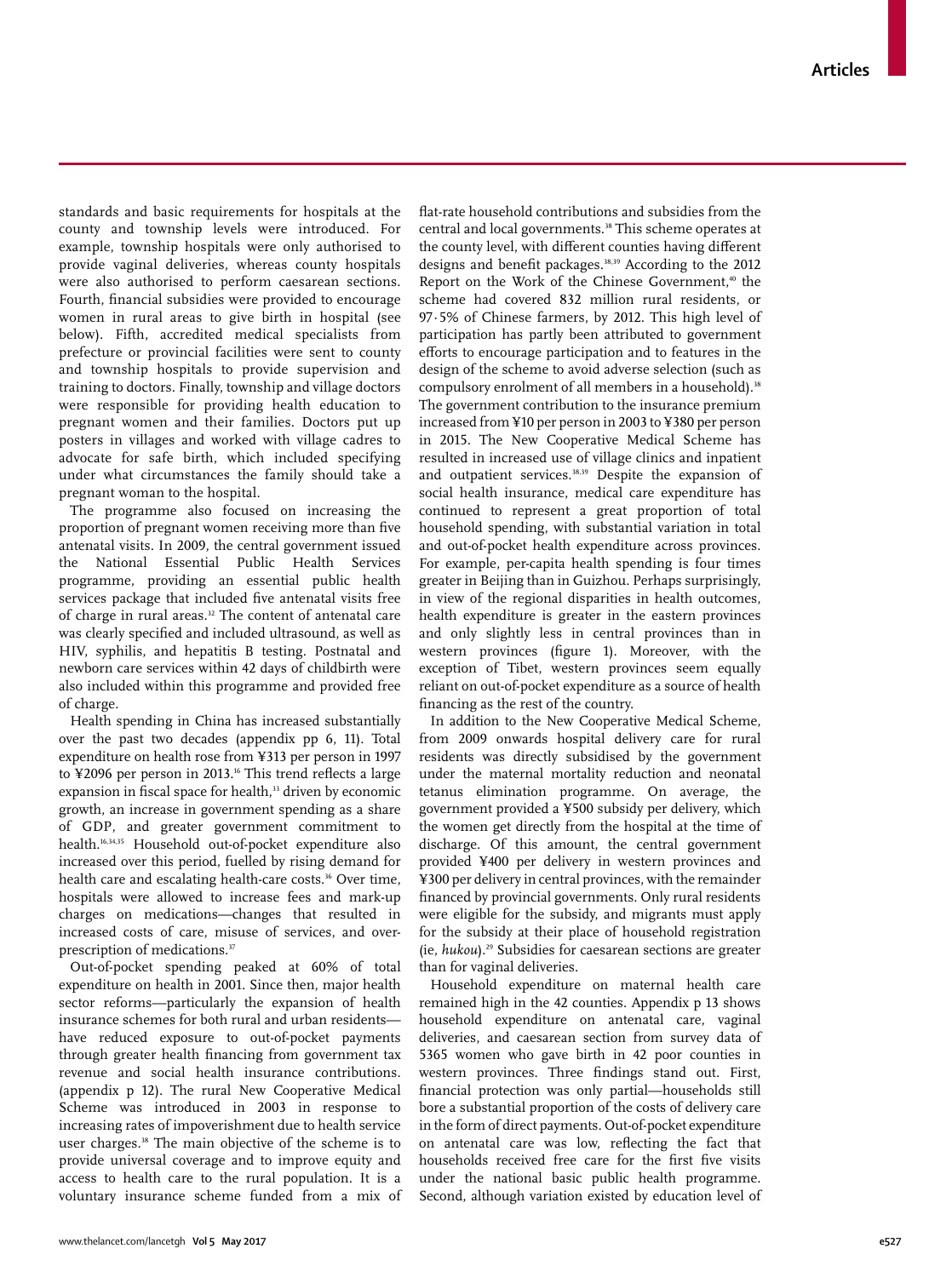standards and basic requirements for hospitals at the county and township levels were introduced. For example, township hospitals were only authorised to provide vaginal deliveries, whereas county hospitals were also authorised to perform caesarean sections. Fourth, financial subsidies were provided to encourage women in rural areas to give birth in hospital (see below). Fifth, accredited medical specialists from prefecture or provincial facilities were sent to county and township hospitals to provide supervision and training to doctors. Finally, township and village doctors were responsible for providing health education to pregnant women and their families. Doctors put up posters in villages and worked with village cadres to advocate for safe birth, which included specifying under what circumstances the family should take a pregnant woman to the hospital.

The programme also focused on increasing the proportion of pregnant women receiving more than five antenatal visits. In 2009, the central government issued the National Essential Public Health Services programme, providing an essential public health services package that included five antenatal visits free of charge in rural areas.[32] The content of antenatal care was clearly specified and included ultrasound, as well as HIV, syphilis, and hepatitis B testing. Postnatal and newborn care services within 42 days of childbirth were also included within this programme and provided free of charge.

Health spending in China has increased substantially over the past two decades (appendix pp 6, 11). Total expenditure on health rose from ¥313 per person in 1997 to ¥2096 per person in 2013.[16] This trend reflects a large expansion in fiscal space for health,[33] driven by economic growth, an increase in government spending as a share of GDP, and greater government commitment to health.[16,34,35] Household out-of-pocket expenditure also increased over this period, fuelled by rising demand for health care and escalating health-care costs.[36] Over time, hospitals were allowed to increase fees and mark-up charges on medications—changes that resulted in increased costs of care, misuse of services, and over-prescription of medications.[37]

Out-of-pocket spending peaked at 60% of total expenditure on health in 2001. Since then, major health sector reforms—particularly the expansion of health insurance schemes for both rural and urban residents—have reduced exposure to out-of-pocket payments through greater health financing from government tax revenue and social health insurance contributions. (appendix p 12). The rural New Cooperative Medical Scheme was introduced in 2003 in response to increasing rates of impoverishment due to health service user charges.[38] The main objective of the scheme is to provide universal coverage and to improve equity and access to health care to the rural population. It is a voluntary insurance scheme funded from a mix of flat-rate household contributions and subsidies from the central and local governments.[38] This scheme operates at the county level, with different counties having different designs and benefit packages.[38,39] According to the 2012 Report on the Work of the Chinese Government,[40] the scheme had covered 832 million rural residents, or 97·5% of Chinese farmers, by 2012. This high level of participation has partly been attributed to government efforts to encourage participation and to features in the design of the scheme to avoid adverse selection (such as compulsory enrolment of all members in a household).[38] The government contribution to the insurance premium increased from ¥10 per person in 2003 to ¥380 per person in 2015. The New Cooperative Medical Scheme has resulted in increased use of village clinics and inpatient and outpatient services.[38,39] Despite the expansion of social health insurance, medical care expenditure has continued to represent a great proportion of total household spending, with substantial variation in total and out-of-pocket health expenditure across provinces. For example, per-capita health spending is four times greater in Beijing than in Guizhou. Perhaps surprisingly, in view of the regional disparities in health outcomes, health expenditure is greater in the eastern provinces and only slightly less in central provinces than in western provinces (figure 1). Moreover, with the exception of Tibet, western provinces seem equally reliant on out-of-pocket expenditure as a source of health financing as the rest of the country.

In addition to the New Cooperative Medical Scheme, from 2009 onwards hospital delivery care for rural residents was directly subsidised by the government under the maternal mortality reduction and neonatal tetanus elimination programme. On average, the government provided a ¥500 subsidy per delivery, which the women get directly from the hospital at the time of discharge. Of this amount, the central government provided ¥400 per delivery in western provinces and ¥300 per delivery in central provinces, with the remainder financed by provincial governments. Only rural residents were eligible for the subsidy, and migrants must apply for the subsidy at their place of household registration (ie, *hukou*).[29] Subsidies for caesarean sections are greater than for vaginal deliveries.

Household expenditure on maternal health care remained high in the 42 counties. Appendix p 13 shows household expenditure on antenatal care, vaginal deliveries, and caesarean section from survey data of 5365 women who gave birth in 42 poor counties in western provinces. Three findings stand out. First, financial protection was only partial—households still bore a substantial proportion of the costs of delivery care in the form of direct payments. Out-of-pocket expenditure on antenatal care was low, reflecting the fact that households received free care for the first five visits under the national basic public health programme. Second, although variation existed by education level of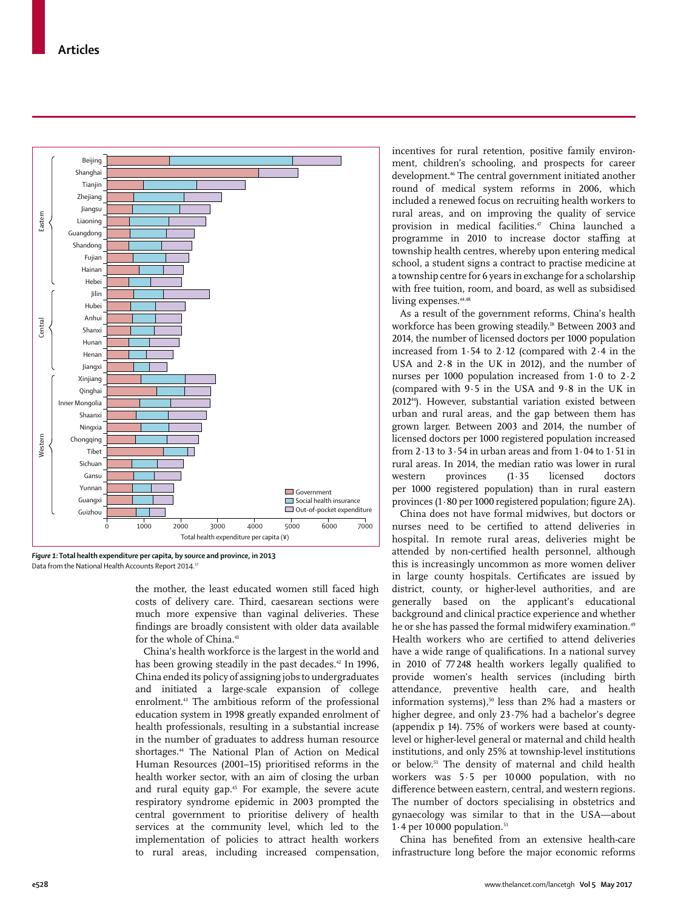Eastern
Beijing
Shanghai
Tianjin
Zhejiang
Jiangsu
Liaoning
Guangdong
Shandong
Fujian
Hainan
Hebei

Central
Jilin
Hubei
Anhui
Shanxi
Hunan
Henan
Jiangxi

Western
Xinjiang
Qinghai
Inner Mongolia
Shaanxi
Ningxia
Chongqing
Tibet
Sichuan
Gansu
Yunnan
Guangxi
Guizhou

Government
Social health insurance
Out-of-pocket expenditure

0 1000 2000 3000 4000 5000 6000 7000
Total health expenditure per capita (¥)

***Figure 1:* Total health expenditure per capita, by source and province, in 2013**
Data from the National Health Accounts Report 2014.[17]

the mother, the least educated women still faced high costs of delivery care. Third, caesarean sections were much more expensive than vaginal deliveries. These findings are broadly consistent with older data available for the whole of China.[41]

China's health workforce is the largest in the world and has been growing steadily in the past decades.[42] In 1996, China ended its policy of assigning jobs to undergraduates and initiated a large-scale expansion of college enrolment.[43] The ambitious reform of the professional education system in 1998 greatly expanded enrolment of health professionals, resulting in a substantial increase in the number of graduates to address human resource shortages.[44] The National Plan of Action on Medical Human Resources (2001–15) prioritised reforms in the health worker sector, with an aim of closing the urban and rural equity gap.[45] For example, the severe acute respiratory syndrome epidemic in 2003 prompted the central government to prioritise delivery of health services at the community level, which led to the implementation of policies to attract health workers to rural areas, including increased compensation, incentives for rural retention, positive family environment, children's schooling, and prospects for career development.[46] The central government initiated another round of medical system reforms in 2006, which included a renewed focus on recruiting health workers to rural areas, and on improving the quality of service provision in medical facilities.[47] China launched a programme in 2010 to increase doctor staffing at township health centres, whereby upon entering medical school, a student signs a contract to practise medicine at a township centre for 6 years in exchange for a scholarship with free tuition, room, and board, as well as subsidised living expenses.[44,48]

As a result of the government reforms, China's health workforce has been growing steadily.[18] Between 2003 and 2014, the number of licensed doctors per 1000 population increased from 1·54 to 2·12 (compared with 2·4 in the USA and 2·8 in the UK in 2012), and the number of nurses per 1000 population increased from 1·0 to 2·2 (compared with 9·5 in the USA and 9·8 in the UK in 2012[44]). However, substantial variation existed between urban and rural areas, and the gap between them has grown larger. Between 2003 and 2014, the number of licensed doctors per 1000 registered population increased from 2·13 to 3·54 in urban areas and from 1·04 to 1·51 in rural areas. In 2014, the median ratio was lower in rural western provinces (1·35 licensed doctors per 1000 registered population) than in rural eastern provinces (1·80 per 1000 registered population; figure 2A).

China does not have formal midwives, but doctors or nurses need to be certified to attend deliveries in hospital. In remote rural areas, deliveries might be attended by non-certified health personnel, although this is increasingly uncommon as more women deliver in large county hospitals. Certificates are issued by district, county, or higher-level authorities, and are generally based on the applicant's educational background and clinical practice experience and whether he or she has passed the formal midwifery examination.[49] Health workers who are certified to attend deliveries have a wide range of qualifications. In a national survey in 2010 of 77 248 health workers legally qualified to provide women's health services (including birth attendance, preventive health care, and health information systems),[50] less than 2% had a masters or higher degree, and only 23·7% had a bachelor's degree (appendix p 14). 75% of workers were based at county-level or higher-level general or maternal and child health institutions, and only 25% at township-level institutions or below.[51] The density of maternal and child health workers was 5·5 per 10 000 population, with no difference between eastern, central, and western regions. The number of doctors specialising in obstetrics and gynaecology was similar to that in the USA—about 1·4 per 10 000 population.[51]

China has benefited from an extensive health-care infrastructure long before the major economic reforms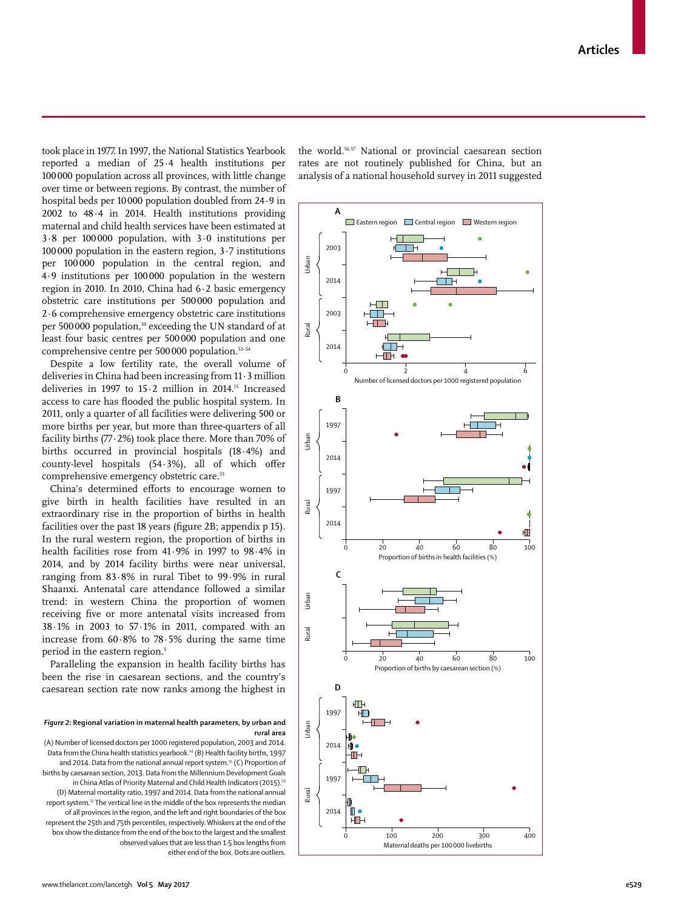took place in 1977. In 1997, the National Statistics Yearbook reported a median of 25·4 health institutions per 100 000 population across all provinces, with little change over time or between regions. By contrast, the number of hospital beds per 10 000 population doubled from 24·9 in 2002 to 48·4 in 2014. Health institutions providing maternal and child health services have been estimated at 3·8 per 100 000 population, with 3·0 institutions per 100 000 population in the eastern region, 3·7 institutions per 100 000 population in the central region, and 4·9 institutions per 100 000 population in the western region in 2010. In 2010, China had 6·2 basic emergency obstetric care institutions per 500 000 population and 2·6 comprehensive emergency obstetric care institutions per 500 000 population,[50] exceeding the UN standard of at least four basic centres per 500 000 population and one comprehensive centre per 500 000 population.[52–54]

Despite a low fertility rate, the overall volume of deliveries in China had been increasing from 11·3 million deliveries in 1997 to 15·2 million in 2014.[15] Increased access to care has flooded the public hospital system. In 2011, only a quarter of all facilities were delivering 500 or more births per year, but more than three-quarters of all facility births (77·2%) took place there. More than 70% of births occurred in provincial hospitals (18·4%) and county-level hospitals (54·3%), all of which offer comprehensive emergency obstetric care.[55]

China's determined efforts to encourage women to give birth in health facilities have resulted in an extraordinary rise in the proportion of births in health facilities over the past 18 years (figure 2B; appendix p 15). In the rural western region, the proportion of births in health facilities rose from 41·9% in 1997 to 98·4% in 2014, and by 2014 facility births were near universal, ranging from 83·8% in rural Tibet to 99·9% in rural Shaanxi. Antenatal care attendance followed a similar trend: in western China the proportion of women receiving five or more antenatal visits increased from 38·1% in 2003 to 57·1% in 2011, compared with an increase from 60·8% to 78·5% during the same time period in the eastern region.[5]

Paralleling the expansion in health facility births has been the rise in caesarean sections, and the country's caesarean section rate now ranks among the highest in the world.[56,57] National or provincial caesarean section rates are not routinely published for China, but an analysis of a national household survey in 2011 suggested

A
Eastern region
Central region
Western region
Urban
2003
2014
Rural
2003
2014
0
2
4
6
Number of licensed doctors per 1000 registered population

B
Urban
1997
2014
Rural
1997
2014
0
20
40
60
80
100
Proportion of births in health facilities (%)

C
Urban
Rural
0
20
40
60
80
100
Proportion of births by caesarean section (%)

D
Urban
1997
2014
Rural
1997
2014
0
100
200
300
400
Maternal deaths per 100 000 livebirths

**Figure 2: Regional variation in maternal health parameters, by urban and rural area**

(A) Number of licensed doctors per 1000 registered population, 2003 and 2014. Data from the China health statistics yearbook.[14] (B) Health facility births, 1997 and 2014. Data from the national annual report system.[15] (C) Proportion of births by caesarean section, 2013. Data from the Millennium Development Goals in China Atlas of Priority Maternal and Child Health Indicators (2015).[59] (D) Maternal mortality ratio, 1997 and 2014. Data from the national annual report system.[15] The vertical line in the middle of the box represents the median of all provinces in the region, and the left and right boundaries of the box represent the 25th and 75th percentiles, respectively. Whiskers at the end of the box show the distance from the end of the box to the largest and the smallest observed values that are less than 1·5 box lengths from either end of the box. Dots are outliers.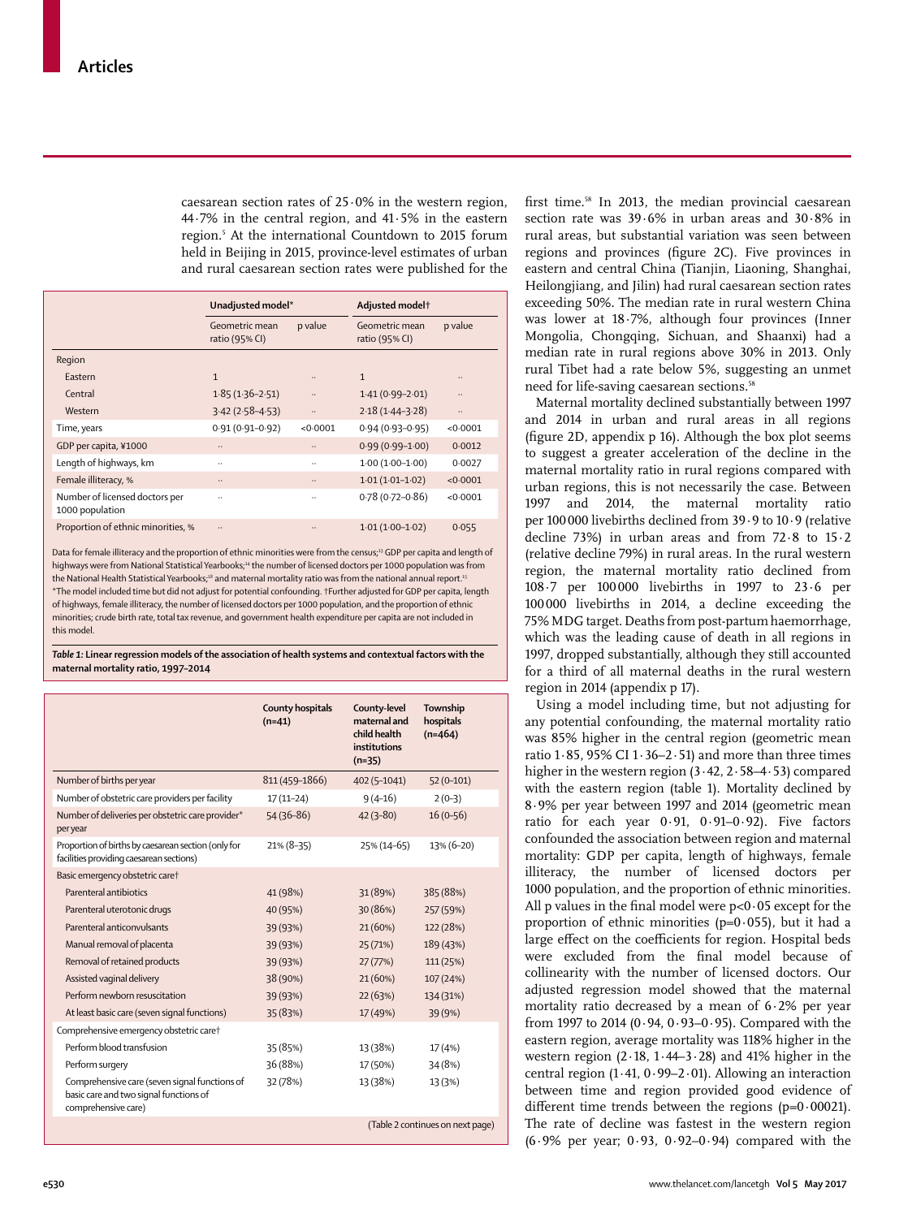caesarean section rates of 25·0% in the western region, 44·7% in the central region, and 41·5% in the eastern region.[5] At the international Countdown to 2015 forum held in Beijing in 2015, province-level estimates of urban and rural caesarean section rates were published for the first time.[58] In 2013, the median provincial caesarean section rate was 39·6% in urban areas and 30·8% in rural areas, but substantial variation was seen between regions and provinces (figure 2C). Five provinces in eastern and central China (Tianjin, Liaoning, Shanghai, Heilongjiang, and Jilin) had rural caesarean section rates exceeding 50%. The median rate in rural western China was lower at 18·7%, although four provinces (Inner Mongolia, Chongqing, Sichuan, and Shaanxi) had a median rate in rural regions above 30% in 2013. Only rural Tibet had a rate below 5%, suggesting an unmet need for life-saving caesarean sections.[58]

| | Unadjusted model* | | Adjusted model† | |
|---|---|---|---|---|
| | Geometric mean ratio (95% CI) | p value | Geometric mean ratio (95% CI) | p value |
| Region | | | | |
| Eastern | 1 | .. | 1 | .. |
| Central | 1·85 (1·36–2·51) | .. | 1·41 (0·99–2·01) | .. |
| Western | 3·42 (2·58–4·53) | .. | 2·18 (1·44–3·28) | .. |
| Time, years | 0·91 (0·91–0·92) | <0·0001 | 0·94 (0·93–0·95) | <0·0001 |
| GDP per capita, ¥1000 | .. | .. | 0·99 (0·99–1·00) | 0·0012 |
| Length of highways, km | .. | .. | 1·00 (1·00–1·00) | 0·0027 |
| Female illiteracy, % | .. | .. | 1·01 (1·01–1·02) | <0·0001 |
| Number of licensed doctors per 1000 population | .. | .. | 0·78 (0·72–0·86) | <0·0001 |
| Proportion of ethnic minorities, % | .. | .. | 1·01 (1·00–1·02) | 0·055 |

Data for female illiteracy and the proportion of ethnic minorities were from the census;[13] GDP per capita and length of highways were from National Statistical Yearbooks;[14] the number of licensed doctors per 1000 population was from the National Health Statistical Yearbooks;[18] and maternal mortality ratio was from the national annual report.[15] *The model included time but did not adjust for potential confounding. †Further adjusted for GDP per capita, length of highways, female illiteracy, the number of licensed doctors per 1000 population, and the proportion of ethnic minorities; crude birth rate, total tax revenue, and government health expenditure per capita are not included in this model.

*Table 1:* **Linear regression models of the association of health systems and contextual factors with the maternal mortality ratio, 1997–2014**

| | County hospitals (n=41) | County-level maternal and child health institutions (n=35) | Township hospitals (n=464) |
|---|---|---|---|
| Number of births per year | 811 (459–1866) | 402 (5–1041) | 52 (0–101) |
| Number of obstetric care providers per facility | 17 (11–24) | 9 (4–16) | 2 (0–3) |
| Number of deliveries per obstetric care provider* per year | 54 (36–86) | 42 (3–80) | 16 (0–56) |
| Proportion of births by caesarean section (only for facilities providing caesarean sections) | 21% (8–35) | 25% (14–65) | 13% (6–20) |
| Basic emergency obstetric care† | | | |
| Parenteral antibiotics | 41 (98%) | 31 (89%) | 385 (88%) |
| Parenteral uterotonic drugs | 40 (95%) | 30 (86%) | 257 (59%) |
| Parenteral anticonvulsants | 39 (93%) | 21 (60%) | 122 (28%) |
| Manual removal of placenta | 39 (93%) | 25 (71%) | 189 (43%) |
| Removal of retained products | 39 (93%) | 27 (77%) | 111 (25%) |
| Assisted vaginal delivery | 38 (90%) | 21 (60%) | 107 (24%) |
| Perform newborn resuscitation | 39 (93%) | 22 (63%) | 134 (31%) |
| At least basic care (seven signal functions) | 35 (83%) | 17 (49%) | 39 (9%) |
| Comprehensive emergency obstetric care† | | | |
| Perform blood transfusion | 35 (85%) | 13 (38%) | 17 (4%) |
| Perform surgery | 36 (88%) | 17 (50%) | 34 (8%) |
| Comprehensive care (seven signal functions of basic care and two signal functions of comprehensive care) | 32 (78%) | 13 (38%) | 13 (3%) |

(Table 2 continues on next page)

Maternal mortality declined substantially between 1997 and 2014 in urban and rural areas in all regions (figure 2D, appendix p 16). Although the box plot seems to suggest a greater acceleration of the decline in the maternal mortality ratio in rural regions compared with urban regions, this is not necessarily the case. Between 1997 and 2014, the maternal mortality ratio per 100 000 livebirths declined from 39·9 to 10·9 (relative decline 73%) in urban areas and from 72·8 to 15·2 (relative decline 79%) in rural areas. In the rural western region, the maternal mortality ratio declined from 108·7 per 100 000 livebirths in 1997 to 23·6 per 100 000 livebirths in 2014, a decline exceeding the 75% MDG target. Deaths from post-partum haemorrhage, which was the leading cause of death in all regions in 1997, dropped substantially, although they still accounted for a third of all maternal deaths in the rural western region in 2014 (appendix p 17).

Using a model including time, but not adjusting for any potential confounding, the maternal mortality ratio was 85% higher in the central region (geometric mean ratio 1·85, 95% CI 1·36–2·51) and more than three times higher in the western region (3·42, 2·58–4·53) compared with the eastern region (table 1). Mortality declined by 8·9% per year between 1997 and 2014 (geometric mean ratio for each year 0·91, 0·91–0·92). Five factors confounded the association between region and maternal mortality: GDP per capita, length of highways, female illiteracy, the number of licensed doctors per 1000 population, and the proportion of ethnic minorities. All p values in the final model were $p<0·05$ except for the proportion of ethnic minorities (p=0·055), but it had a large effect on the coefficients for region. Hospital beds were excluded from the final model because of collinearity with the number of licensed doctors. Our adjusted regression model showed that the maternal mortality ratio decreased by a mean of 6·2% per year from 1997 to 2014 (0·94, 0·93–0·95). Compared with the eastern region, average mortality was 118% higher in the western region (2·18, 1·44–3·28) and 41% higher in the central region (1·41, 0·99–2·01). Allowing an interaction between time and region provided good evidence of different time trends between the regions (p=0·00021). The rate of decline was fastest in the western region (6·9% per year; 0·93, 0·92–0·94) compared with the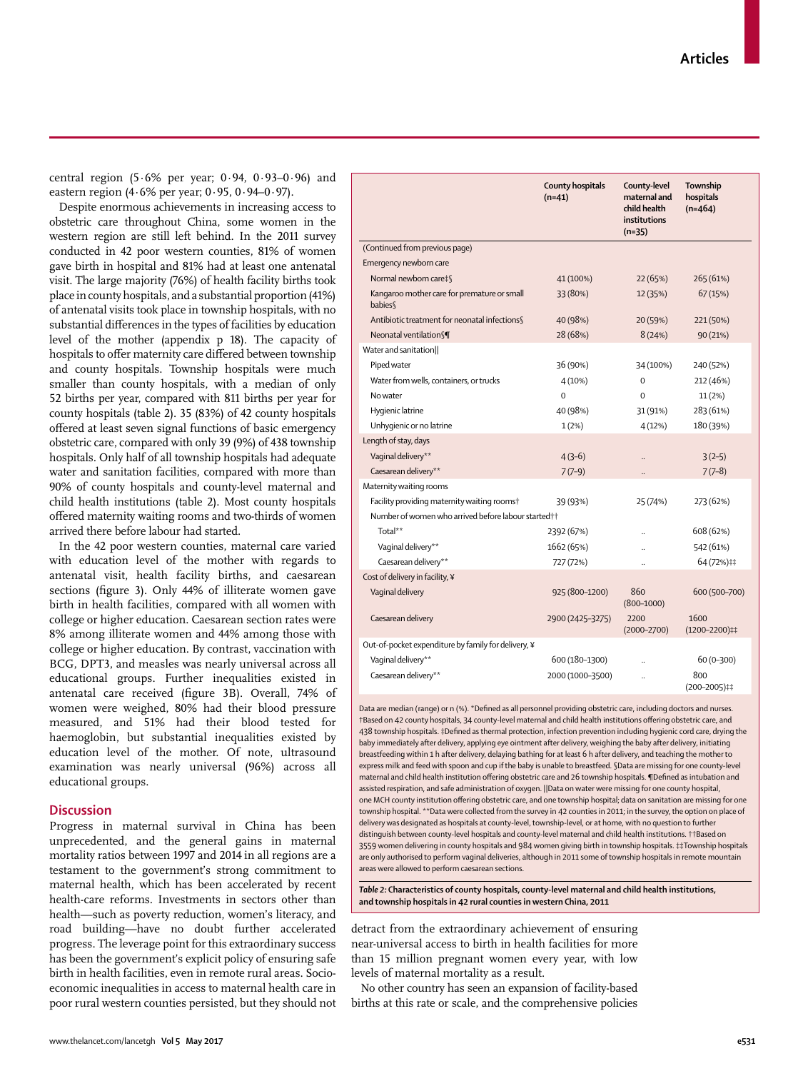central region (5·6% per year; 0·94, 0·93–0·96) and eastern region (4·6% per year; 0·95, 0·94–0·97).

Despite enormous achievements in increasing access to obstetric care throughout China, some women in the western region are still left behind. In the 2011 survey conducted in 42 poor western counties, 81% of women gave birth in hospital and 81% had at least one antenatal visit. The large majority (76%) of health facility births took place in county hospitals, and a substantial proportion (41%) of antenatal visits took place in township hospitals, with no substantial differences in the types of facilities by education level of the mother (appendix p 18). The capacity of hospitals to offer maternity care differed between township and county hospitals. Township hospitals were much smaller than county hospitals, with a median of only 52 births per year, compared with 811 births per year for county hospitals (table 2). 35 (83%) of 42 county hospitals offered at least seven signal functions of basic emergency obstetric care, compared with only 39 (9%) of 438 township hospitals. Only half of all township hospitals had adequate water and sanitation facilities, compared with more than 90% of county hospitals and county-level maternal and child health institutions (table 2). Most county hospitals offered maternity waiting rooms and two-thirds of women arrived there before labour had started.

In the 42 poor western counties, maternal care varied with education level of the mother with regards to antenatal visit, health facility births, and caesarean sections (figure 3). Only 44% of illiterate women gave birth in health facilities, compared with all women with college or higher education. Caesarean section rates were 8% among illiterate women and 44% among those with college or higher education. By contrast, vaccination with BCG, DPT3, and measles was nearly universal across all educational groups. Further inequalities existed in antenatal care received (figure 3B). Overall, 74% of women were weighed, 80% had their blood pressure measured, and 51% had their blood tested for haemoglobin, but substantial inequalities existed by education level of the mother. Of note, ultrasound examination was nearly universal (96%) across all educational groups.

| | County hospitals (n=41) | County-level maternal and child health institutions (n=35) | Township hospitals (n=464) |
|---|---|---|---|
| (Continued from previous page) | | | |
| Emergency newborn care | | | |
| Normal newborn care‡§ | 41 (100%) | 22 (65%) | 265 (61%) |
| Kangaroo mother care for premature or small babies§ | 33 (80%) | 12 (35%) | 67 (15%) |
| Antibiotic treatment for neonatal infections§ | 40 (98%) | 20 (59%) | 221 (50%) |
| Neonatal ventilation§¶ | 28 (68%) | 8 (24%) | 90 (21%) |
| Water and sanitation‖ | | | |
| Piped water | 36 (90%) | 34 (100%) | 240 (52%) |
| Water from wells, containers, or trucks | 4 (10%) | 0 | 212 (46%) |
| No water | 0 | 0 | 11 (2%) |
| Hygienic latrine | 40 (98%) | 31 (91%) | 283 (61%) |
| Unhygienic or no latrine | 1 (2%) | 4 (12%) | 180 (39%) |
| Length of stay, days | | | |
| Vaginal delivery** | 4 (3–6) | .. | 3 (2–5) |
| Caesarean delivery** | 7 (7–9) | .. | 7 (7–8) |
| Maternity waiting rooms | | | |
| Facility providing maternity waiting rooms† | 39 (93%) | 25 (74%) | 273 (62%) |
| Number of women who arrived before labour started†† | | | |
| Total** | 2392 (67%) | .. | 608 (62%) |
| Vaginal delivery** | 1662 (65%) | .. | 542 (61%) |
| Caesarean delivery** | 727 (72%) | .. | 64 (72%)‡‡ |
| Cost of delivery in facility, ¥ | | | |
| Vaginal delivery | 925 (800–1200) | 860 (800–1000) | 600 (500–700) |
| Caesarean delivery | 2900 (2425–3275) | 2200 (2000–2700) | 1600 (1200–2200)‡‡ |
| Out-of-pocket expenditure by family for delivery, ¥ | | | |
| Vaginal delivery** | 600 (180–1300) | .. | 60 (0–300) |
| Caesarean delivery** | 2000 (1000–3500) | .. | 800 (200–2005)‡‡ |

Data are median (range) or n (%). *Defined as all personnel providing obstetric care, including doctors and nurses. †Based on 42 county hospitals, 34 county-level maternal and child health institutions offering obstetric care, and 438 township hospitals. ‡Defined as thermal protection, infection prevention including hygienic cord care, drying the baby immediately after delivery, applying eye ointment after delivery, weighing the baby after delivery, initiating breastfeeding within 1 h after delivery, delaying bathing for at least 6 h after delivery, and teaching the mother to express milk and feed with spoon and cup if the baby is unable to breastfeed. §Data are missing for one county-level maternal and child health institution offering obstetric care and 26 township hospitals. ¶Defined as intubation and assisted respiration, and safe administration of oxygen. ‖Data on water were missing for one county hospital, one MCH county institution offering obstetric care, and one township hospital; data on sanitation are missing for one township hospital. **Data were collected from the survey in 42 counties in 2011; in the survey, the option on place of delivery was designated as hospitals at county-level, township-level, or at home, with no question to further distinguish between county-level hospitals and county-level maternal and child health institutions. ††Based on 3559 women delivering in county hospitals and 984 women giving birth in township hospitals. ‡‡Township hospitals are only authorised to perform vaginal deliveries, although in 2011 some of township hospitals in remote mountain areas were allowed to perform caesarean sections.

*Table 2:* **Characteristics of county hospitals, county-level maternal and child health institutions, and township hospitals in 42 rural counties in western China, 2011**

## Discussion

Progress in maternal survival in China has been unprecedented, and the general gains in maternal mortality ratios between 1997 and 2014 in all regions are a testament to the government's strong commitment to maternal health, which has been accelerated by recent health-care reforms. Investments in sectors other than health—such as poverty reduction, women's literacy, and road building—have no doubt further accelerated progress. The leverage point for this extraordinary success has been the government's explicit policy of ensuring safe birth in health facilities, even in remote rural areas. Socioeconomic inequalities in access to maternal health care in poor rural western counties persisted, but they should not detract from the extraordinary achievement of ensuring near-universal access to birth in health facilities for more than 15 million pregnant women every year, with low levels of maternal mortality as a result.

No other country has seen an expansion of facility-based births at this rate or scale, and the comprehensive policies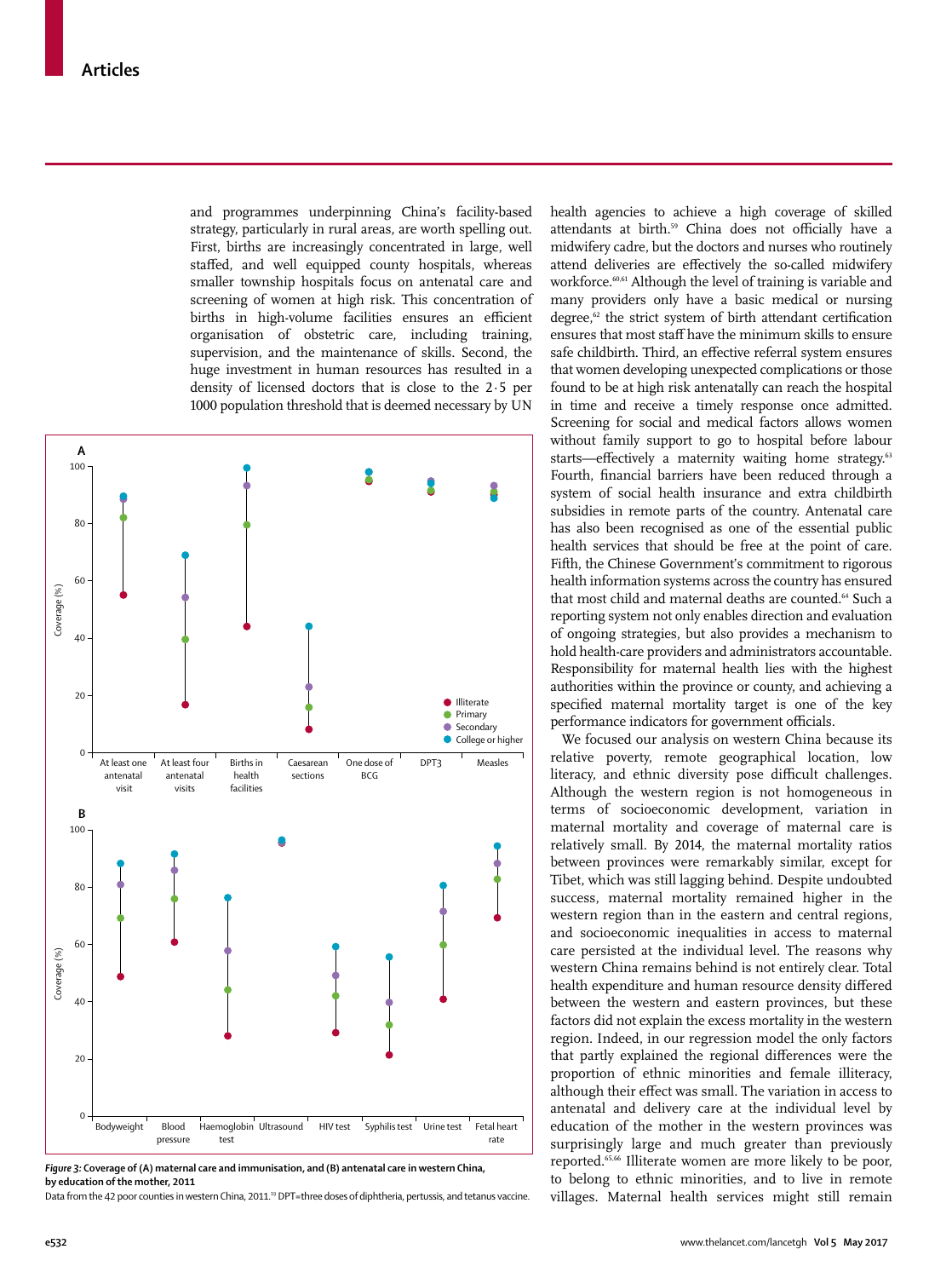and programmes underpinning China's facility-based strategy, particularly in rural areas, are worth spelling out. First, births are increasingly concentrated in large, well staffed, and well equipped county hospitals, whereas smaller township hospitals focus on antenatal care and screening of women at high risk. This concentration of births in high-volume facilities ensures an efficient organisation of obstetric care, including training, supervision, and the maintenance of skills. Second, the huge investment in human resources has resulted in a density of licensed doctors that is close to the 2·5 per 1000 population threshold that is deemed necessary by UN health agencies to achieve a high coverage of skilled attendants at birth.[59] China does not officially have a midwifery cadre, but the doctors and nurses who routinely attend deliveries are effectively the so-called midwifery workforce.[60,61] Although the level of training is variable and many providers only have a basic medical or nursing degree,[62] the strict system of birth attendant certification ensures that most staff have the minimum skills to ensure safe childbirth. Third, an effective referral system ensures that women developing unexpected complications or those found to be at high risk antenatally can reach the hospital in time and receive a timely response once admitted. Screening for social and medical factors allows women without family support to go to hospital before labour starts—effectively a maternity waiting home strategy.[63] Fourth, financial barriers have been reduced through a system of social health insurance and extra childbirth subsidies in remote parts of the country. Antenatal care has also been recognised as one of the essential public health services that should be free at the point of care. Fifth, the Chinese Government's commitment to rigorous health information systems across the country has ensured that most child and maternal deaths are counted.[64] Such a reporting system not only enables direction and evaluation of ongoing strategies, but also provides a mechanism to hold health-care providers and administrators accountable. Responsibility for maternal health lies with the highest authorities within the province or county, and achieving a specified maternal mortality target is one of the key performance indicators for government officials.

We focused our analysis on western China because its relative poverty, remote geographical location, low literacy, and ethnic diversity pose difficult challenges. Although the western region is not homogeneous in terms of socioeconomic development, variation in maternal mortality and coverage of maternal care is relatively small. By 2014, the maternal mortality ratios between provinces were remarkably similar, except for Tibet, which was still lagging behind. Despite undoubted success, maternal mortality remained higher in the western region than in the eastern and central regions, and socioeconomic inequalities in access to maternal care persisted at the individual level. The reasons why western China remains behind is not entirely clear. Total health expenditure and human resource density differed between the western and eastern provinces, but these factors did not explain the excess mortality in the western region. Indeed, in our regression model the only factors that partly explained the regional differences were the proportion of ethnic minorities and female illiteracy, although their effect was small. The variation in access to antenatal and delivery care at the individual level by education of the mother in the western provinces was surprisingly large and much greater than previously reported.[65,66] Illiterate women are more likely to be poor, to belong to ethnic minorities, and to live in remote villages. Maternal health services might still remain

A
Coverage (%)
0 20 40 60 80 100
At least one antenatal visit
At least four antenatal visits
Births in health facilities
Caesarean sections
One dose of BCG
DPT3
Measles
Illiterate
Primary
Secondary
College or higher

B
Coverage (%)
0 20 40 60 80 100
Bodyweight
Blood pressure
Haemoglobin test
Ultrasound
HIV test
Syphilis test
Urine test
Fetal heart rate

*Figure 3:* **Coverage of (A) maternal care and immunisation, and (B) antenatal care in western China, by education of the mother, 2011**
Data from the 42 poor counties in western China, 2011.[10] DPT=three doses of diphtheria, pertussis, and tetanus vaccine.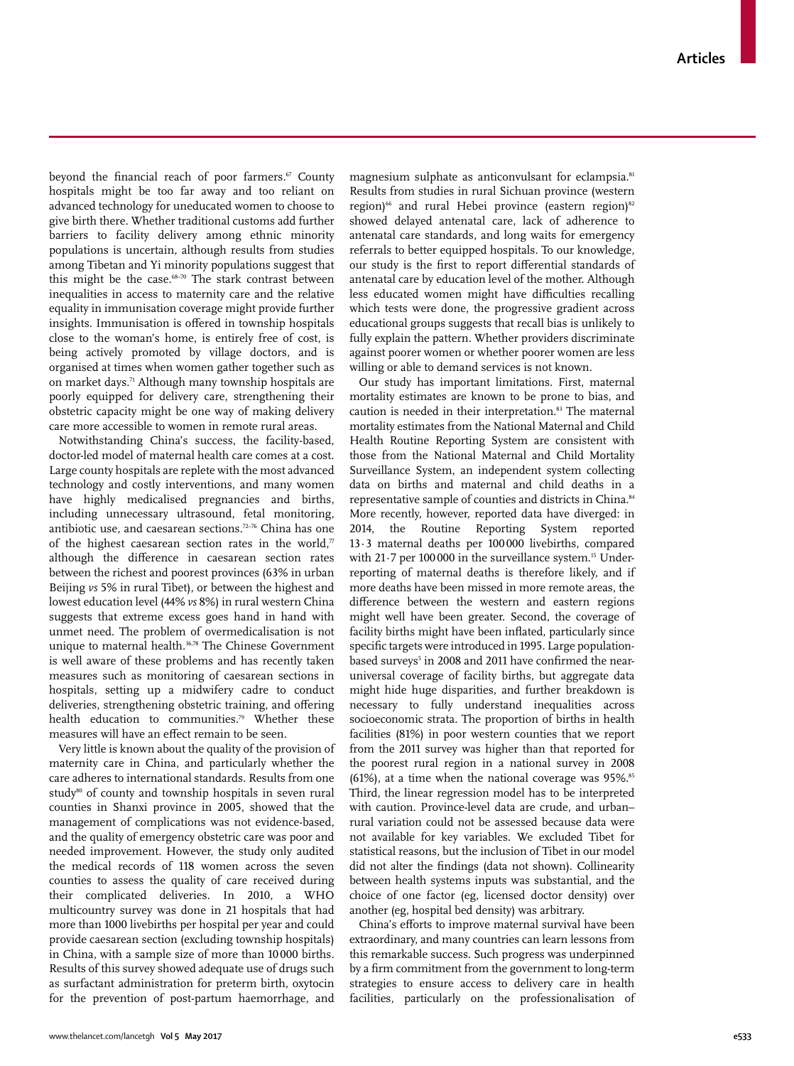beyond the financial reach of poor farmers.[67] County hospitals might be too far away and too reliant on advanced technology for uneducated women to choose to give birth there. Whether traditional customs add further barriers to facility delivery among ethnic minority populations is uncertain, although results from studies among Tibetan and Yi minority populations suggest that this might be the case.[68–70] The stark contrast between inequalities in access to maternity care and the relative equality in immunisation coverage might provide further insights. Immunisation is offered in township hospitals close to the woman's home, is entirely free of cost, is being actively promoted by village doctors, and is organised at times when women gather together such as on market days.[71] Although many township hospitals are poorly equipped for delivery care, strengthening their obstetric capacity might be one way of making delivery care more accessible to women in remote rural areas.

Notwithstanding China's success, the facility-based, doctor-led model of maternal health care comes at a cost. Large county hospitals are replete with the most advanced technology and costly interventions, and many women have highly medicalised pregnancies and births, including unnecessary ultrasound, fetal monitoring, antibiotic use, and caesarean sections.[72–76] China has one of the highest caesarean section rates in the world,[77] although the difference in caesarean section rates between the richest and poorest provinces (63% in urban Beijing *vs* 5% in rural Tibet), or between the highest and lowest education level (44% *vs* 8%) in rural western China suggests that extreme excess goes hand in hand with unmet need. The problem of overmedicalisation is not unique to maternal health.[36,78] The Chinese Government is well aware of these problems and has recently taken measures such as monitoring of caesarean sections in hospitals, setting up a midwifery cadre to conduct deliveries, strengthening obstetric training, and offering health education to communities.[79] Whether these measures will have an effect remain to be seen.

Very little is known about the quality of the provision of maternity care in China, and particularly whether the care adheres to international standards. Results from one study[80] of county and township hospitals in seven rural counties in Shanxi province in 2005, showed that the management of complications was not evidence-based, and the quality of emergency obstetric care was poor and needed improvement. However, the study only audited the medical records of 118 women across the seven counties to assess the quality of care received during their complicated deliveries. In 2010, a WHO multicountry survey was done in 21 hospitals that had more than 1000 livebirths per hospital per year and could provide caesarean section (excluding township hospitals) in China, with a sample size of more than 10 000 births. Results of this survey showed adequate use of drugs such as surfactant administration for preterm birth, oxytocin for the prevention of post-partum haemorrhage, and magnesium sulphate as anticonvulsant for eclampsia.[81] Results from studies in rural Sichuan province (western region)[66] and rural Hebei province (eastern region)[82] showed delayed antenatal care, lack of adherence to antenatal care standards, and long waits for emergency referrals to better equipped hospitals. To our knowledge, our study is the first to report differential standards of antenatal care by education level of the mother. Although less educated women might have difficulties recalling which tests were done, the progressive gradient across educational groups suggests that recall bias is unlikely to fully explain the pattern. Whether providers discriminate against poorer women or whether poorer women are less willing or able to demand services is not known.

Our study has important limitations. First, maternal mortality estimates are known to be prone to bias, and caution is needed in their interpretation.[83] The maternal mortality estimates from the National Maternal and Child Health Routine Reporting System are consistent with those from the National Maternal and Child Mortality Surveillance System, an independent system collecting data on births and maternal and child deaths in a representative sample of counties and districts in China.[84] More recently, however, reported data have diverged: in 2014, the Routine Reporting System reported 13·3 maternal deaths per 100 000 livebirths, compared with 21·7 per 100 000 in the surveillance system.[15] Under-reporting of maternal deaths is therefore likely, and if more deaths have been missed in more remote areas, the difference between the western and eastern regions might well have been greater. Second, the coverage of facility births might have been inflated, particularly since specific targets were introduced in 1995. Large population-based surveys[5] in 2008 and 2011 have confirmed the near-universal coverage of facility births, but aggregate data might hide huge disparities, and further breakdown is necessary to fully understand inequalities across socioeconomic strata. The proportion of births in health facilities (81%) in poor western counties that we report from the 2011 survey was higher than that reported for the poorest rural region in a national survey in 2008 (61%), at a time when the national coverage was 95%.[85] Third, the linear regression model has to be interpreted with caution. Province-level data are crude, and urban–rural variation could not be assessed because data were not available for key variables. We excluded Tibet for statistical reasons, but the inclusion of Tibet in our model did not alter the findings (data not shown). Collinearity between health systems inputs was substantial, and the choice of one factor (eg, licensed doctor density) over another (eg, hospital bed density) was arbitrary.

China's efforts to improve maternal survival have been extraordinary, and many countries can learn lessons from this remarkable success. Such progress was underpinned by a firm commitment from the government to long-term strategies to ensure access to delivery care in health facilities, particularly on the professionalisation of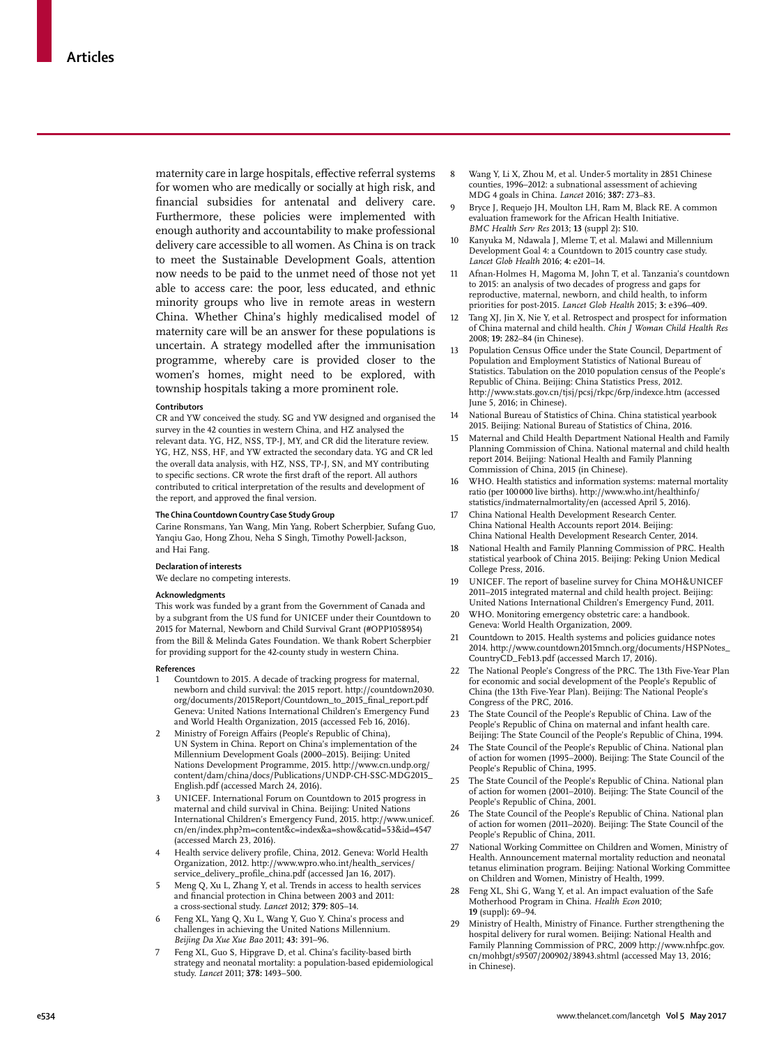maternity care in large hospitals, effective referral systems for women who are medically or socially at high risk, and financial subsidies for antenatal and delivery care. Furthermore, these policies were implemented with enough authority and accountability to make professional delivery care accessible to all women. As China is on track to meet the Sustainable Development Goals, attention now needs to be paid to the unmet need of those not yet able to access care: the poor, less educated, and ethnic minority groups who live in remote areas in western China. Whether China's highly medicalised model of maternity care will be an answer for these populations is uncertain. A strategy modelled after the immunisation programme, whereby care is provided closer to the women's homes, might need to be explored, with township hospitals taking a more prominent role.

#### Contributors

CR and YW conceived the study. SG and YW designed and organised the survey in the 42 counties in western China, and HZ analysed the relevant data. YG, HZ, NSS, TP-J, MY, and CR did the literature review. YG, HZ, NSS, HF, and YW extracted the secondary data. YG and CR led the overall data analysis, with HZ, NSS, TP-J, SN, and MY contributing to specific sections. CR wrote the first draft of the report. All authors contributed to critical interpretation of the results and development of the report, and approved the final version.

#### The China Countdown Country Case Study Group

Carine Ronsmans, Yan Wang, Min Yang, Robert Scherpbier, Sufang Guo, Yanqiu Gao, Hong Zhou, Neha S Singh, Timothy Powell-Jackson, and Hai Fang.

#### Declaration of interests

We declare no competing interests.

#### Acknowledgments

This work was funded by a grant from the Government of Canada and by a subgrant from the US fund for UNICEF under their Countdown to 2015 for Maternal, Newborn and Child Survival Grant (#OPP1058954) from the Bill & Melinda Gates Foundation. We thank Robert Scherpbier for providing support for the 42-county study in western China.

#### References

1. Countdown to 2015. A decade of tracking progress for maternal, newborn and child survival: the 2015 report. http://countdown2030.org/documents/2015Report/Countdown_to_2015_final_report.pdf Geneva: United Nations International Children's Emergency Fund and World Health Organization, 2015 (accessed Feb 16, 2016).
2. Ministry of Foreign Affairs (People's Republic of China), UN System in China. Report on China's implementation of the Millennium Development Goals (2000–2015). Beijing: United Nations Development Programme, 2015. http://www.cn.undp.org/content/dam/china/docs/Publications/UNDP-CH-SSC-MDG2015_English.pdf (accessed March 24, 2016).
3. UNICEF. International Forum on Countdown to 2015 progress in maternal and child survival in China. Beijing: United Nations International Children's Emergency Fund, 2015. http://www.unicef.cn/en/index.php?m=content&c=index&a=show&catid=53&id=4547 (accessed March 23, 2016).
4. Health service delivery profile, China, 2012. Geneva: World Health Organization, 2012. http://www.wpro.who.int/health_services/service_delivery_profile_china.pdf (accessed Jan 16, 2017).
5. Meng Q, Xu L, Zhang Y, et al. Trends in access to health services and financial protection in China between 2003 and 2011: a cross-sectional study. *Lancet* 2012; **379:** 805–14.
6. Feng XL, Yang Q, Xu L, Wang Y, Guo Y. China's process and challenges in achieving the United Nations Millennium. *Beijing Da Xue Xue Bao* 2011; **43:** 391–96.
7. Feng XL, Guo S, Hipgrave D, et al. China's facility-based birth strategy and neonatal mortality: a population-based epidemiological study. *Lancet* 2011; **378:** 1493–500.
8. Wang Y, Li X, Zhou M, et al. Under-5 mortality in 2851 Chinese counties, 1996–2012: a subnational assessment of achieving MDG 4 goals in China. *Lancet* 2016; **387:** 273–83.
9. Bryce J, Requejo JH, Moulton LH, Ram M, Black RE. A common evaluation framework for the African Health Initiative. *BMC Health Serv Res* 2013; **13** (suppl 2)**:** S10.
10. Kanyuka M, Ndawala J, Mleme T, et al. Malawi and Millennium Development Goal 4: a Countdown to 2015 country case study. *Lancet Glob Health* 2016; **4:** e201–14.
11. Afnan-Holmes H, Magoma M, John T, et al. Tanzania's countdown to 2015: an analysis of two decades of progress and gaps for reproductive, maternal, newborn, and child health, to inform priorities for post-2015. *Lancet Glob Health* 2015; **3:** e396–409.
12. Tang XJ, Jin X, Nie Y, et al. Retrospect and prospect for information of China maternal and child health. *Chin J Woman Child Health Res* 2008; **19:** 282–84 (in Chinese).
13. Population Census Office under the State Council, Department of Population and Employment Statistics of National Bureau of Statistics. Tabulation on the 2010 population census of the People's Republic of China. Beijing: China Statistics Press, 2012. http://www.stats.gov.cn/tjsj/pcsj/rkpc/6rp/indexe.htm (accessed June 5, 2016; in Chinese).
14. National Bureau of Statistics of China. China statistical yearbook 2015. Beijing: National Bureau of Statistics of China, 2016.
15. Maternal and Child Health Department National Health and Family Planning Commission of China. National maternal and child health report 2014. Beijing: National Health and Family Planning Commission of China, 2015 (in Chinese).
16. WHO. Health statistics and information systems: maternal mortality ratio (per 100 000 live births). http://www.who.int/healthinfo/statistics/indmaternalmortality/en (accessed April 5, 2016).
17. China National Health Development Research Center. China National Health Accounts report 2014. Beijing: China National Health Development Research Center, 2014.
18. National Health and Family Planning Commission of PRC. Health statistical yearbook of China 2015. Beijing: Peking Union Medical College Press, 2016.
19. UNICEF. The report of baseline survey for China MOH&UNICEF 2011–2015 integrated maternal and child health project. Beijing: United Nations International Children's Emergency Fund, 2011.
20. WHO. Monitoring emergency obstetric care: a handbook. Geneva: World Health Organization, 2009.
21. Countdown to 2015. Health systems and policies guidance notes 2014. http://www.countdown2015mnch.org/documents/HSPNotes_CountryCD_Feb13.pdf (accessed March 17, 2016).
22. The National People's Congress of the PRC. The 13th Five-Year Plan for economic and social development of the People's Republic of China (the 13th Five-Year Plan). Beijing: The National People's Congress of the PRC, 2016.
23. The State Council of the People's Republic of China. Law of the People's Republic of China on maternal and infant health care. Beijing: The State Council of the People's Republic of China, 1994.
24. The State Council of the People's Republic of China. National plan of action for women (1995–2000). Beijing: The State Council of the People's Republic of China, 1995.
25. The State Council of the People's Republic of China. National plan of action for women (2001–2010). Beijing: The State Council of the People's Republic of China, 2001.
26. The State Council of the People's Republic of China. National plan of action for women (2011–2020). Beijing: The State Council of the People's Republic of China, 2011.
27. National Working Committee on Children and Women, Ministry of Health. Announcement maternal mortality reduction and neonatal tetanus elimination program. Beijing: National Working Committee on Children and Women, Ministry of Health, 1999.
28. Feng XL, Shi G, Wang Y, et al. An impact evaluation of the Safe Motherhood Program in China. *Health Econ* 2010; **19** (suppl)**:** 69–94.
29. Ministry of Health, Ministry of Finance. Further strengthening the hospital delivery for rural women. Beijing: National Health and Family Planning Commission of PRC, 2009 http://www.nhfpc.gov.cn/mohbgt/s9507/200902/38943.shtml (accessed May 13, 2016; in Chinese).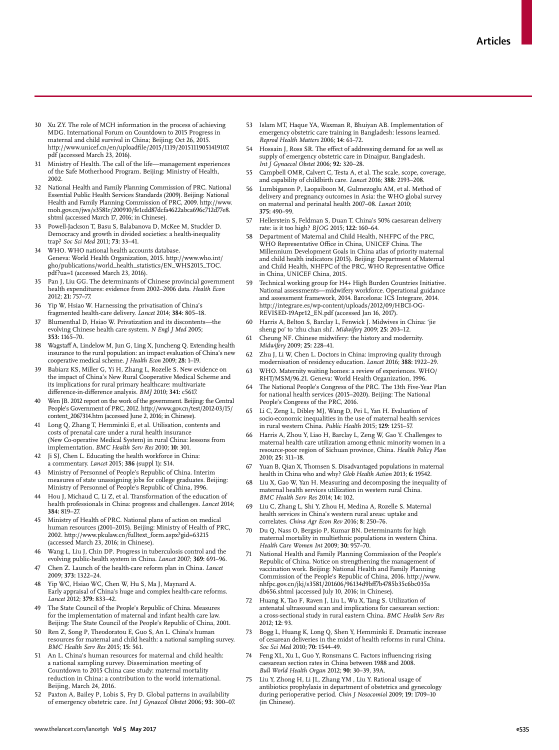30 Xu ZY. The role of MCH information in the process of achieving MDG. International Forum on Countdown to 2015 Progress in maternal and child survival in China; Beijing; Oct 26, 2015. http://www.unicef.cn/en/uploadfile/2015/1119/20151119051419107.pdf (accessed March 23, 2016).

31 Ministry of Health. The call of the life—management experiences of the Safe Motherhood Program. Beijing: Ministry of Health, 2002.

32 National Health and Family Planning Commission of PRC. National Essential Public Health Services Standards (2009). Beijing: National Health and Family Planning Commission of PRC, 2009. http://www.moh.gov.cn/jws/s3581r/200910/fe1cdd87dcfa4622abca696c712d77e8.shtml (accessed March 17, 2016; in Chinese).

33 Powell-Jackson T, Basu S, Balabanova D, McKee M, Stuckler D. Democracy and growth in divided societies: a health-inequality trap? *Soc Sci Med* 2011; **73:** 33–41.

34 WHO. WHO national health accounts database. Geneva: World Health Organization, 2015. http://www.who.int/gho/publications/world_health_statistics/EN_WHS2015_TOC.pdf?ua=1 (accessed March 23, 2016).

35 Pan J, Liu GG. The determinants of Chinese provincial government health expenditures: evidence from 2002–2006 data. *Health Econ* 2012; **21:** 757–77.

36 Yip W, Hsiao W. Harnessing the privatisation of China's fragmented health-care delivery. *Lancet* 2014; **384:** 805–18.

37 Blumenthal D, Hsiao W. Privatization and its discontents—the evolving Chinese health care system. *N Engl J Med* 2005; **353:** 1165–70.

38 Wagstaff A, Lindelow M, Jun G, Ling X, Juncheng Q. Extending health insurance to the rural population: an impact evaluation of China's new cooperative medical scheme. *J Health Econ* 2009; **28:** 1–19.

39 Babiarz KS, Miller G, Yi H, Zhang L, Rozelle S. New evidence on the impact of China's New Rural Cooperative Medical Scheme and its implications for rural primary healthcare: multivariate difference-in-difference analysis. *BMJ* 2010; **341:** c5617.

40 Wen JB. 2012 report on the work of the government. Beijing: the Central People's Government of PRC, 2012. http://www.gov.cn/test/2012-03/15/content_2067314.htm (accessed June 2, 2016; in Chinese).

41 Long Q, Zhang T, Hemminki E, et al. Utilisation, contents and costs of prenatal care under a rural health insurance (New Co-operative Medical System) in rural China: lessons from implementation. *BMC Health Serv Res* 2010; **10:** 301.

42 Ji SJ, Chen L. Educating the health workforce in China: a commentary. *Lancet* 2015; **386** (suppl 1)**:** S14.

43 Ministry of Personnel of People's Republic of China. Interim measures of state unassigning jobs for college graduates. Beijing: Ministry of Personnel of People's Republic of China, 1996.

44 Hou J, Michaud C, Li Z, et al. Transformation of the education of health professionals in China: progress and challenges. *Lancet* 2014; **384:** 819–27.

45 Ministry of Health of PRC. National plans of action on medical human resources (2001–2015). Beijing: Ministry of Health of PRC, 2002. http://www.pkulaw.cn/fulltext_form.aspx?gid=63215 (accessed March 23, 2016; in Chinese).

46 Wang L, Liu J, Chin DP. Progress in tuberculosis control and the evolving public-health system in China. *Lancet* 2007; **369:** 691–96.

47 Chen Z. Launch of the health-care reform plan in China. *Lancet* 2009; **373:** 1322–24.

48 Yip WC, Hsiao WC, Chen W, Hu S, Ma J, Maynard A. Early appraisal of China's huge and complex health-care reforms. *Lancet* 2012; **379:** 833–42.

49 The State Council of the People's Republic of China. Measures for the implementation of maternal and infant health care law. Beijing: The State Council of the People's Republic of China, 2001.

50 Ren Z, Song P, Theodoratou E, Guo S, An L. China's human resources for maternal and child health: a national sampling survey. *BMC Health Serv Res* 2015; **15:** 561.

51 An L. China's human resources for maternal and child health: a national sampling survey. Dissemination meeting of Countdown to 2015 China case study: maternal mortality reduction in China: a contribution to the world international. Beijing, March 24, 2016.

52 Paxton A, Bailey P, Lobis S, Fry D. Global patterns in availability of emergency obstetric care. *Int J Gynaecol Obstet* 2006; **93:** 300–07.

53 Islam MT, Haque YA, Waxman R, Bhuiyan AB. Implementation of emergency obstetric care training in Bangladesh: lessons learned. *Reprod Health Matters* 2006; **14:** 61–72.

54 Hossain J, Ross SR. The effect of addressing demand for as well as supply of emergency obstetric care in Dinajpur, Bangladesh. *Int J Gynaecol Obstet* 2006; **92:** 320–28.

55 Campbell OMR, Calvert C, Testa A, et al. The scale, scope, coverage, and capability of childbirth care. *Lancet* 2016; **388:** 2193–208.

56 Lumbiganon P, Laopaiboon M, Gulmezoglu AM, et al. Method of delivery and pregnancy outcomes in Asia: the WHO global survey on maternal and perinatal health 2007–08. *Lancet* 2010; **375:** 490–99.

57 Hellerstein S, Feldman S, Duan T. China's 50% caesarean delivery rate: is it too high? *BJOG* 2015; **122:** 160–64.

58 Department of Maternal and Child Health, NHFPC of the PRC, WHO Representative Office in China, UNICEF China. The Millennium Development Goals in China atlas of priority maternal and child health indicators (2015). Beijing: Department of Maternal and Child Health, NHFPC of the PRC, WHO Representative Office in China, UNICEF China, 2015.

59 Technical working group for H4+ High Burden Countries Initiative. National assessments—midwifery workforce. Operational guidance and assessment framework, 2014. Barcelona: ICS Integrare, 2014. http://integrare.es/wp-content/uploads/2012/09/HBCI-OG-REVISED-19Apr12_EN.pdf (accessed Jan 16, 2017).

60 Harris A, Belton S, Barclay L, Fenwick J. Midwives in China: 'jie sheng po' to 'zhu chan shi'. *Midwifery* 2009; **25:** 203–12.

61 Cheung NF. Chinese midwifery: the history and modernity. *Midwifery* 2009; **25:** 228–41.

62 Zhu J, Li W, Chen L. Doctors in China: improving quality through modernisation of residency education. *Lancet* 2016; **388:** 1922–29.

63 WHO. Maternity waiting homes: a review of experiences. WHO/RHT/MSM/96.21. Geneva: World Health Organization, 1996.

64 The National People's Congress of the PRC. The 13th Five-Year Plan for national health services (2015–2020). Beijing: The National People's Congress of the PRC, 2016.

65 Li C, Zeng L, Dibley MJ, Wang D, Pei L, Yan H. Evaluation of socio-economic inequalities in the use of maternal health services in rural western China. *Public Health* 2015; **129:** 1251–57.

66 Harris A, Zhou Y, Liao H, Barclay L, Zeng W, Gao Y. Challenges to maternal health care utilization among ethnic minority women in a resource-poor region of Sichuan province, China. *Health Policy Plan* 2010; **25:** 311–18.

67 Yuan B, Qian X, Thomsen S. Disadvantaged populations in maternal health in China who and why? *Glob Health Action* 2013; **6:** 19542.

68 Liu X, Gao W, Yan H. Measuring and decomposing the inequality of maternal health services utilization in western rural China. *BMC Health Serv Res* 2014; **14:** 102.

69 Liu C, Zhang L, Shi Y, Zhou H, Medina A, Rozelle S. Maternal health services in China's western rural areas: uptake and correlates. *China Agr Econ Rev* 2016; **8:** 250–76.

70 Du Q, Nass O, Bergsjo P, Kumar BN. Determinants for high maternal mortality in multiethnic populations in western China. *Health Care Women Int* 2009; **30:** 957–70.

71 National Health and Family Planning Commission of the People's Republic of China. Notice on strengthening the management of vaccination work. Beijing: National Health and Family Planning Commission of the People's Republic of China, 2016. http://www.nhfpc.gov.cn/jkj/s3581/201606/96134d9bff7b4785b35c6bc035adb656.shtml (accessed July 10, 2016; in Chinese).

72 Huang K, Tao F, Raven J, Liu L, Wu X, Tang S. Utilization of antenatal ultrasound scan and implications for caesarean section: a cross-sectional study in rural eastern China. *BMC Health Serv Res* 2012; **12:** 93.

73 Bogg L, Huang K, Long Q, Shen Y, Hemminki E. Dramatic increase of cesarean deliveries in the midst of health reforms in rural China. *Soc Sci Med* 2010; **70:** 1544–49.

74 Feng XL, Xu L, Guo Y, Ronsmans C. Factors influencing rising caesarean section rates in China between 1988 and 2008. *Bull World Health Organ* 2012; **90:** 30–39, 39A.

75 Liu Y, Zhong H, Li JL, Zhang YM , Liu Y. Rational usage of antibiotics prophylaxis in department of obstetrics and gynecology during perioperative period. *Chin J Nosocomiol* 2009; **19:** 1709–10 (in Chinese).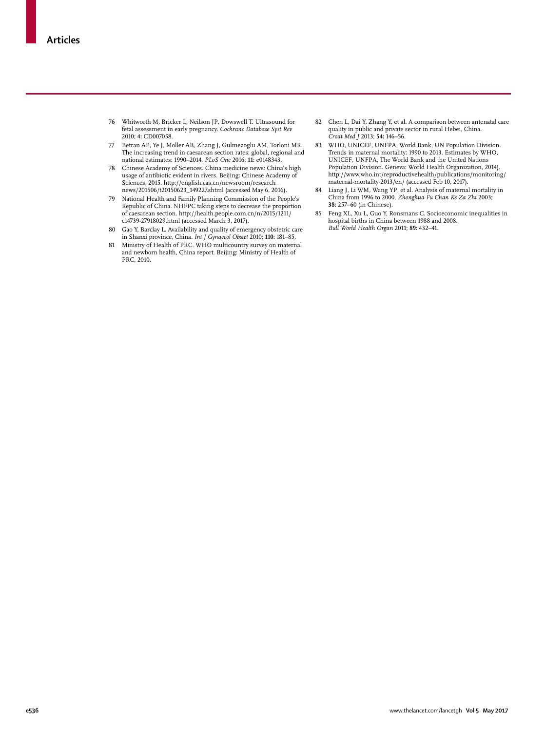76 Whitworth M, Bricker L, Neilson JP, Dowswell T. Ultrasound for fetal assessment in early pregnancy. *Cochrane Database Syst Rev* 2010; **4:** CD007058.

77 Betran AP, Ye J, Moller AB, Zhang J, Gulmezoglu AM, Torloni MR. The increasing trend in caesarean section rates: global, regional and national estimates: 1990–2014. *PLoS One* 2016; **11:** e0148343.

78 Chinese Academy of Sciences. China medicine news: China's high usage of antibiotic evident in rivers. Beijing: Chinese Academy of Sciences, 2015. http://english.cas.cn/newsroom/research_news/201506/t20150623_149227.shtml (accessed May 6, 2016).

79 National Health and Family Planning Commission of the People's Republic of China. NHFPC taking steps to decrease the proportion of caesarean section. http://health.people.com.cn/n/2015/1211/c14739-27918029.html (accessed March 3, 2017).

80 Gao Y, Barclay L. Availability and quality of emergency obstetric care in Shanxi province, China. *Int J Gynaecol Obstet* 2010; **110:** 181–85.

81 Ministry of Health of PRC. WHO multicountry survey on maternal and newborn health, China report. Beijing: Ministry of Health of PRC, 2010.

82 Chen L, Dai Y, Zhang Y, et al. A comparison between antenatal care quality in public and private sector in rural Hebei, China. *Croat Med J* 2013; **54:** 146–56.

83 WHO, UNICEF, UNFPA, World Bank, UN Population Division. Trends in maternal mortality: 1990 to 2013. Estimates by WHO, UNICEF, UNFPA, The World Bank and the United Nations Population Division. Geneva: World Health Organization, 2014). http://www.who.int/reproductivehealth/publications/monitoring/maternal-mortality-2013/en/ (accessed Feb 10, 2017).

84 Liang J, Li WM, Wang YP, et al. Analysis of maternal mortality in China from 1996 to 2000. *Zhonghua Fu Chan Ke Za Zhi* 2003; **38:** 257–60 (in Chinese).

85 Feng XL, Xu L, Guo Y, Ronsmans C. Socioeconomic inequalities in hospital births in China between 1988 and 2008. *Bull World Health Organ* 2011; **89:** 432–41.